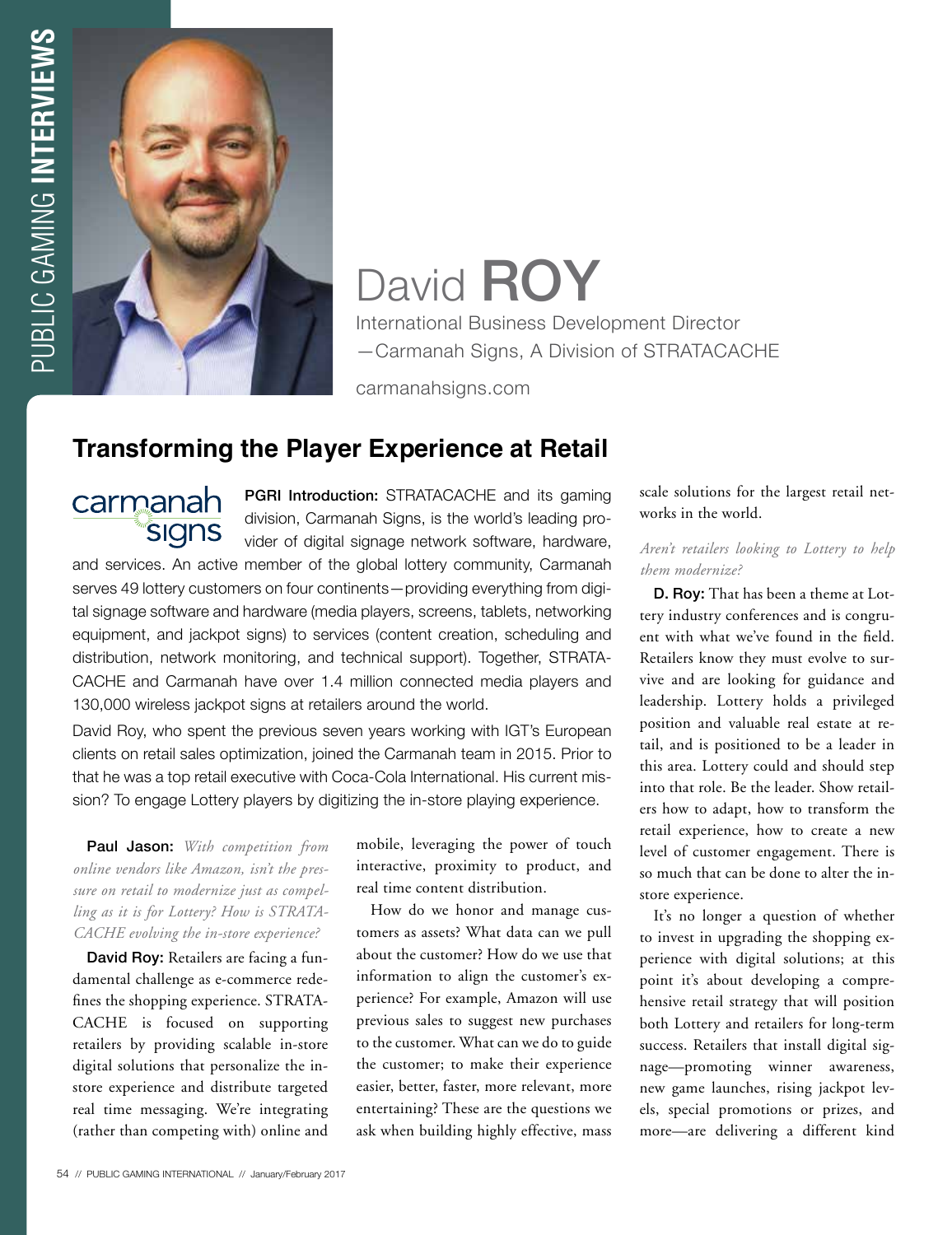# David ROY

International Business Development Director
—Carmanah Signs, A Division of STRATACACHE

carmanahsigns.com

## Transforming the Player Experience at Retail

**PGRI Introduction:** STRATACACHE and its gaming division, Carmanah Signs, is the world's leading provider of digital signage network software, hardware, and services. An active member of the global lottery community, Carmanah serves 49 lottery customers on four continents—providing everything from digital signage software and hardware (media players, screens, tablets, networking equipment, and jackpot signs) to services (content creation, scheduling and distribution, network monitoring, and technical support). Together, STRATACACHE and Carmanah have over 1.4 million connected media players and 130,000 wireless jackpot signs at retailers around the world.

David Roy, who spent the previous seven years working with IGT's European clients on retail sales optimization, joined the Carmanah team in 2015. Prior to that he was a top retail executive with Coca-Cola International. His current mission? To engage Lottery players by digitizing the in-store playing experience.

**Paul Jason:** *With competition from online vendors like Amazon, isn't the pressure on retail to modernize just as compelling as it is for Lottery? How is STRATACACHE evolving the in-store experience?*

**David Roy:** Retailers are facing a fundamental challenge as e-commerce redefines the shopping experience. STRATACACHE is focused on supporting retailers by providing scalable in-store digital solutions that personalize the in-store experience and distribute targeted real time messaging. We're integrating (rather than competing with) online and mobile, leveraging the power of touch interactive, proximity to product, and real time content distribution.

How do we honor and manage customers as assets? What data can we pull about the customer? How do we use that information to align the customer's experience? For example, Amazon will use previous sales to suggest new purchases to the customer. What can we do to guide the customer; to make their experience easier, better, faster, more relevant, more entertaining? These are the questions we ask when building highly effective, mass scale solutions for the largest retail networks in the world.

*Aren't retailers looking to Lottery to help them modernize?*

**D. Roy:** That has been a theme at Lottery industry conferences and is congruent with what we've found in the field. Retailers know they must evolve to survive and are looking for guidance and leadership. Lottery holds a privileged position and valuable real estate at retail, and is positioned to be a leader in this area. Lottery could and should step into that role. Be the leader. Show retailers how to adapt, how to transform the retail experience, how to create a new level of customer engagement. There is so much that can be done to alter the in-store experience.

It's no longer a question of whether to invest in upgrading the shopping experience with digital solutions; at this point it's about developing a comprehensive retail strategy that will position both Lottery and retailers for long-term success. Retailers that install digital signage—promoting winner awareness, new game launches, rising jackpot levels, special promotions or prizes, and more—are delivering a different kind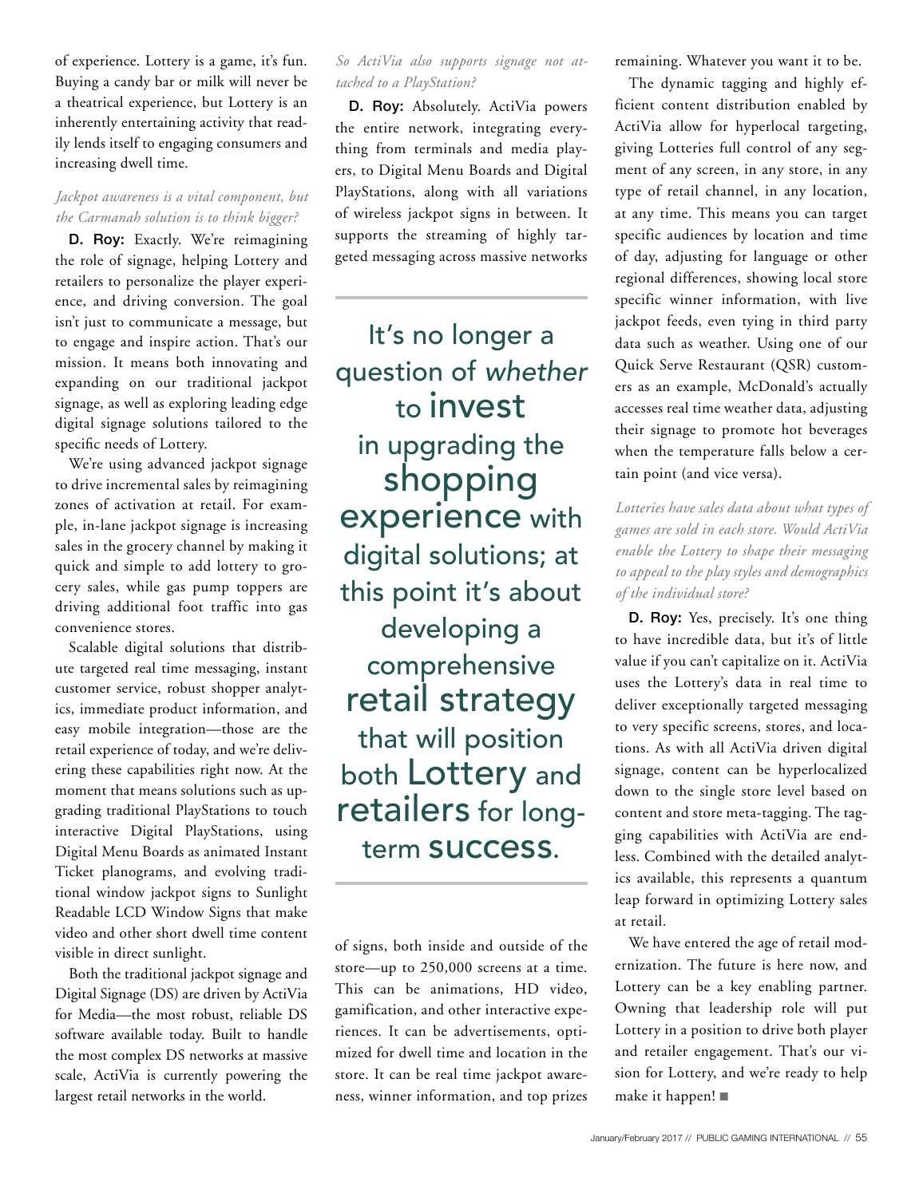of experience. Lottery is a game, it's fun. Buying a candy bar or milk will never be a theatrical experience, but Lottery is an inherently entertaining activity that readily lends itself to engaging consumers and increasing dwell time.

*Jackpot awareness is a vital component, but the Carmanah solution is to think bigger?*

**D. Roy:** Exactly. We're reimagining the role of signage, helping Lottery and retailers to personalize the player experience, and driving conversion. The goal isn't just to communicate a message, but to engage and inspire action. That's our mission. It means both innovating and expanding on our traditional jackpot signage, as well as exploring leading edge digital signage solutions tailored to the specific needs of Lottery.

We're using advanced jackpot signage to drive incremental sales by reimagining zones of activation at retail. For example, in-lane jackpot signage is increasing sales in the grocery channel by making it quick and simple to add lottery to grocery sales, while gas pump toppers are driving additional foot traffic into gas convenience stores.

Scalable digital solutions that distribute targeted real time messaging, instant customer service, robust shopper analytics, immediate product information, and easy mobile integration—those are the retail experience of today, and we're delivering these capabilities right now. At the moment that means solutions such as upgrading traditional PlayStations to touch interactive Digital PlayStations, using Digital Menu Boards as animated Instant Ticket planograms, and evolving traditional window jackpot signs to Sunlight Readable LCD Window Signs that make video and other short dwell time content visible in direct sunlight.

Both the traditional jackpot signage and Digital Signage (DS) are driven by ActiVia for Media—the most robust, reliable DS software available today. Built to handle the most complex DS networks at massive scale, ActiVia is currently powering the largest retail networks in the world.

*So ActiVia also supports signage not attached to a PlayStation?*

**D. Roy:** Absolutely. ActiVia powers the entire network, integrating everything from terminals and media players, to Digital Menu Boards and Digital PlayStations, along with all variations of wireless jackpot signs in between. It supports the streaming of highly targeted messaging across massive networks of signs, both inside and outside of the store—up to 250,000 screens at a time. This can be animations, HD video, gamification, and other interactive experiences. It can be advertisements, optimized for dwell time and location in the store. It can be real time jackpot awareness, winner information, and top prizes remaining. Whatever you want it to be.

> It's no longer a question of *whether* to invest in upgrading the shopping experience with digital solutions; at this point it's about developing a comprehensive retail strategy that will position both Lottery and retailers for long-term success.

The dynamic tagging and highly efficient content distribution enabled by ActiVia allow for hyperlocal targeting, giving Lotteries full control of any segment of any screen, in any store, in any type of retail channel, in any location, at any time. This means you can target specific audiences by location and time of day, adjusting for language or other regional differences, showing local store specific winner information, with live jackpot feeds, even tying in third party data such as weather. Using one of our Quick Serve Restaurant (QSR) customers as an example, McDonald's actually accesses real time weather data, adjusting their signage to promote hot beverages when the temperature falls below a certain point (and vice versa).

*Lotteries have sales data about what types of games are sold in each store. Would ActiVia enable the Lottery to shape their messaging to appeal to the play styles and demographics of the individual store?*

**D. Roy:** Yes, precisely. It's one thing to have incredible data, but it's of little value if you can't capitalize on it. ActiVia uses the Lottery's data in real time to deliver exceptionally targeted messaging to very specific screens, stores, and locations. As with all ActiVia driven digital signage, content can be hyperlocalized down to the single store level based on content and store meta-tagging. The tagging capabilities with ActiVia are endless. Combined with the detailed analytics available, this represents a quantum leap forward in optimizing Lottery sales at retail.

We have entered the age of retail modernization. The future is here now, and Lottery can be a key enabling partner. Owning that leadership role will put Lottery in a position to drive both player and retailer engagement. That's our vision for Lottery, and we're ready to help make it happen! ■